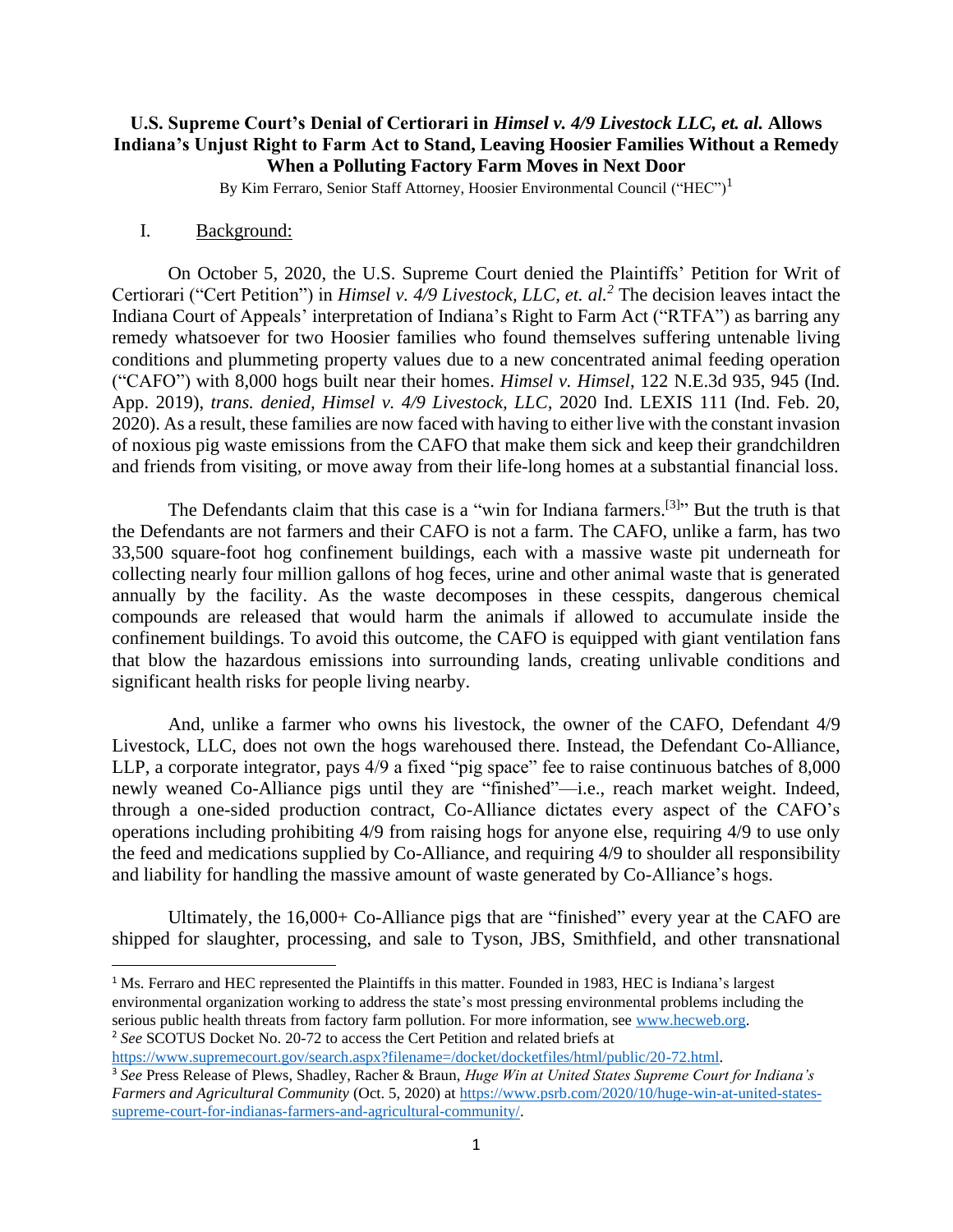# U.S. Supreme Court's Denial of Certiorari in *Himsel v. 4/9 Livestock LLC, et. al.* Allows Indiana's Unjust Right to Farm Act to Stand, Leaving Hoosier Families Without a Remedy When a Polluting Factory Farm Moves in Next Door

By Kim Ferraro, Senior Staff Attorney, Hoosier Environmental Council ("HEC")[1]

## I. Background:

On October 5, 2020, the U.S. Supreme Court denied the Plaintiffs' Petition for Writ of Certiorari ("Cert Petition") in *Himsel v. 4/9 Livestock, LLC, et. al.*[2] The decision leaves intact the Indiana Court of Appeals' interpretation of Indiana's Right to Farm Act ("RTFA") as barring any remedy whatsoever for two Hoosier families who found themselves suffering untenable living conditions and plummeting property values due to a new concentrated animal feeding operation ("CAFO") with 8,000 hogs built near their homes. *Himsel v. Himsel*, 122 N.E.3d 935, 945 (Ind. App. 2019), *trans. denied, Himsel v. 4/9 Livestock, LLC,* 2020 Ind. LEXIS 111 (Ind. Feb. 20, 2020). As a result, these families are now faced with having to either live with the constant invasion of noxious pig waste emissions from the CAFO that make them sick and keep their grandchildren and friends from visiting, or move away from their life-long homes at a substantial financial loss.

The Defendants claim that this case is a "win for Indiana farmers.[3]" But the truth is that the Defendants are not farmers and their CAFO is not a farm. The CAFO, unlike a farm, has two 33,500 square-foot hog confinement buildings, each with a massive waste pit underneath for collecting nearly four million gallons of hog feces, urine and other animal waste that is generated annually by the facility. As the waste decomposes in these cesspits, dangerous chemical compounds are released that would harm the animals if allowed to accumulate inside the confinement buildings. To avoid this outcome, the CAFO is equipped with giant ventilation fans that blow the hazardous emissions into surrounding lands, creating unlivable conditions and significant health risks for people living nearby.

And, unlike a farmer who owns his livestock, the owner of the CAFO, Defendant 4/9 Livestock, LLC, does not own the hogs warehoused there. Instead, the Defendant Co-Alliance, LLP, a corporate integrator, pays 4/9 a fixed "pig space" fee to raise continuous batches of 8,000 newly weaned Co-Alliance pigs until they are "finished"—i.e., reach market weight. Indeed, through a one-sided production contract, Co-Alliance dictates every aspect of the CAFO's operations including prohibiting 4/9 from raising hogs for anyone else, requiring 4/9 to use only the feed and medications supplied by Co-Alliance, and requiring 4/9 to shoulder all responsibility and liability for handling the massive amount of waste generated by Co-Alliance's hogs.

Ultimately, the 16,000+ Co-Alliance pigs that are "finished" every year at the CAFO are shipped for slaughter, processing, and sale to Tyson, JBS, Smithfield, and other transnational

---

[1] Ms. Ferraro and HEC represented the Plaintiffs in this matter. Founded in 1983, HEC is Indiana's largest environmental organization working to address the state's most pressing environmental problems including the serious public health threats from factory farm pollution. For more information, see www.hecweb.org.

[2] *See* SCOTUS Docket No. 20-72 to access the Cert Petition and related briefs at https://www.supremecourt.gov/search.aspx?filename=/docket/docketfiles/html/public/20-72.html.

[3] *See* Press Release of Plews, Shadley, Racher & Braun, *Huge Win at United States Supreme Court for Indiana's Farmers and Agricultural Community* (Oct. 5, 2020) at https://www.psrb.com/2020/10/huge-win-at-united-states-supreme-court-for-indianas-farmers-and-agricultural-community/.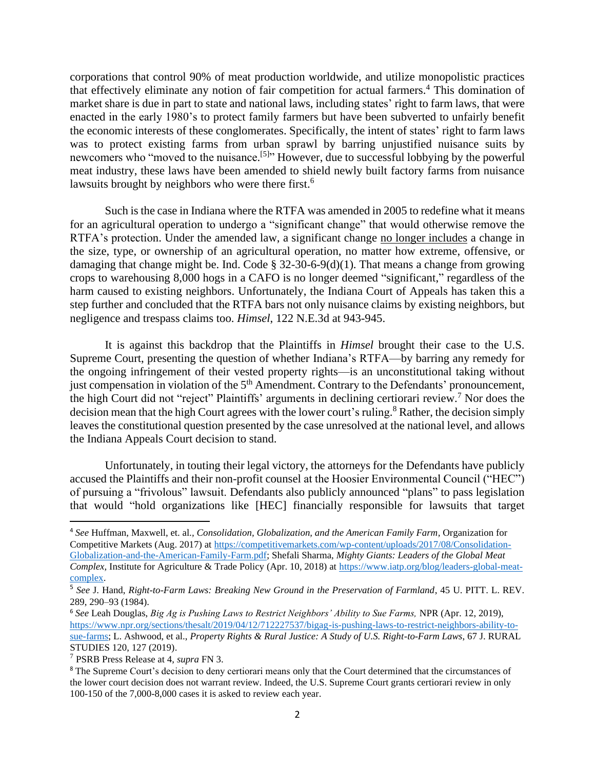corporations that control 90% of meat production worldwide, and utilize monopolistic practices that effectively eliminate any notion of fair competition for actual farmers.[4] This domination of market share is due in part to state and national laws, including states' right to farm laws, that were enacted in the early 1980's to protect family farmers but have been subverted to unfairly benefit the economic interests of these conglomerates. Specifically, the intent of states' right to farm laws was to protect existing farms from urban sprawl by barring unjustified nuisance suits by newcomers who "moved to the nuisance.[5]" However, due to successful lobbying by the powerful meat industry, these laws have been amended to shield newly built factory farms from nuisance lawsuits brought by neighbors who were there first.[6]

Such is the case in Indiana where the RTFA was amended in 2005 to redefine what it means for an agricultural operation to undergo a "significant change" that would otherwise remove the RTFA's protection. Under the amended law, a significant change <u>no longer includes</u> a change in the size, type, or ownership of an agricultural operation, no matter how extreme, offensive, or damaging that change might be. Ind. Code § 32-30-6-9(d)(1). That means a change from growing crops to warehousing 8,000 hogs in a CAFO is no longer deemed "significant," regardless of the harm caused to existing neighbors. Unfortunately, the Indiana Court of Appeals has taken this a step further and concluded that the RTFA bars not only nuisance claims by existing neighbors, but negligence and trespass claims too. *Himsel*, 122 N.E.3d at 943-945.

It is against this backdrop that the Plaintiffs in *Himsel* brought their case to the U.S. Supreme Court, presenting the question of whether Indiana's RTFA—by barring any remedy for the ongoing infringement of their vested property rights—is an unconstitutional taking without just compensation in violation of the 5th Amendment. Contrary to the Defendants' pronouncement, the high Court did not "reject" Plaintiffs' arguments in declining certiorari review.[7] Nor does the decision mean that the high Court agrees with the lower court's ruling.[8] Rather, the decision simply leaves the constitutional question presented by the case unresolved at the national level, and allows the Indiana Appeals Court decision to stand.

Unfortunately, in touting their legal victory, the attorneys for the Defendants have publicly accused the Plaintiffs and their non-profit counsel at the Hoosier Environmental Council ("HEC") of pursuing a "frivolous" lawsuit. Defendants also publicly announced "plans" to pass legislation that would "hold organizations like [HEC] financially responsible for lawsuits that target

---

[4] *See* Huffman, Maxwell, et. al., *Consolidation, Globalization, and the American Family Farm*, Organization for Competitive Markets (Aug. 2017) at https://competitivemarkets.com/wp-content/uploads/2017/08/Consolidation-Globalization-and-the-American-Family-Farm.pdf; Shefali Sharma, *Mighty Giants: Leaders of the Global Meat Complex*, Institute for Agriculture & Trade Policy (Apr. 10, 2018) at https://www.iatp.org/blog/leaders-global-meat-complex.

[5] *See* J. Hand, *Right-to-Farm Laws: Breaking New Ground in the Preservation of Farmland*, 45 U. PITT. L. REV. 289, 290–93 (1984).

[6] *See* Leah Douglas, *Big Ag is Pushing Laws to Restrict Neighbors' Ability to Sue Farms,* NPR (Apr. 12, 2019), https://www.npr.org/sections/thesalt/2019/04/12/712227537/bigag-is-pushing-laws-to-restrict-neighbors-ability-to-sue-farms; L. Ashwood, et al., *Property Rights & Rural Justice: A Study of U.S. Right-to-Farm Laws*, 67 J. RURAL STUDIES 120, 127 (2019).

[7] PSRB Press Release at 4, *supra* FN 3.

[8] The Supreme Court's decision to deny certiorari means only that the Court determined that the circumstances of the lower court decision does not warrant review. Indeed, the U.S. Supreme Court grants certiorari review in only 100-150 of the 7,000-8,000 cases it is asked to review each year.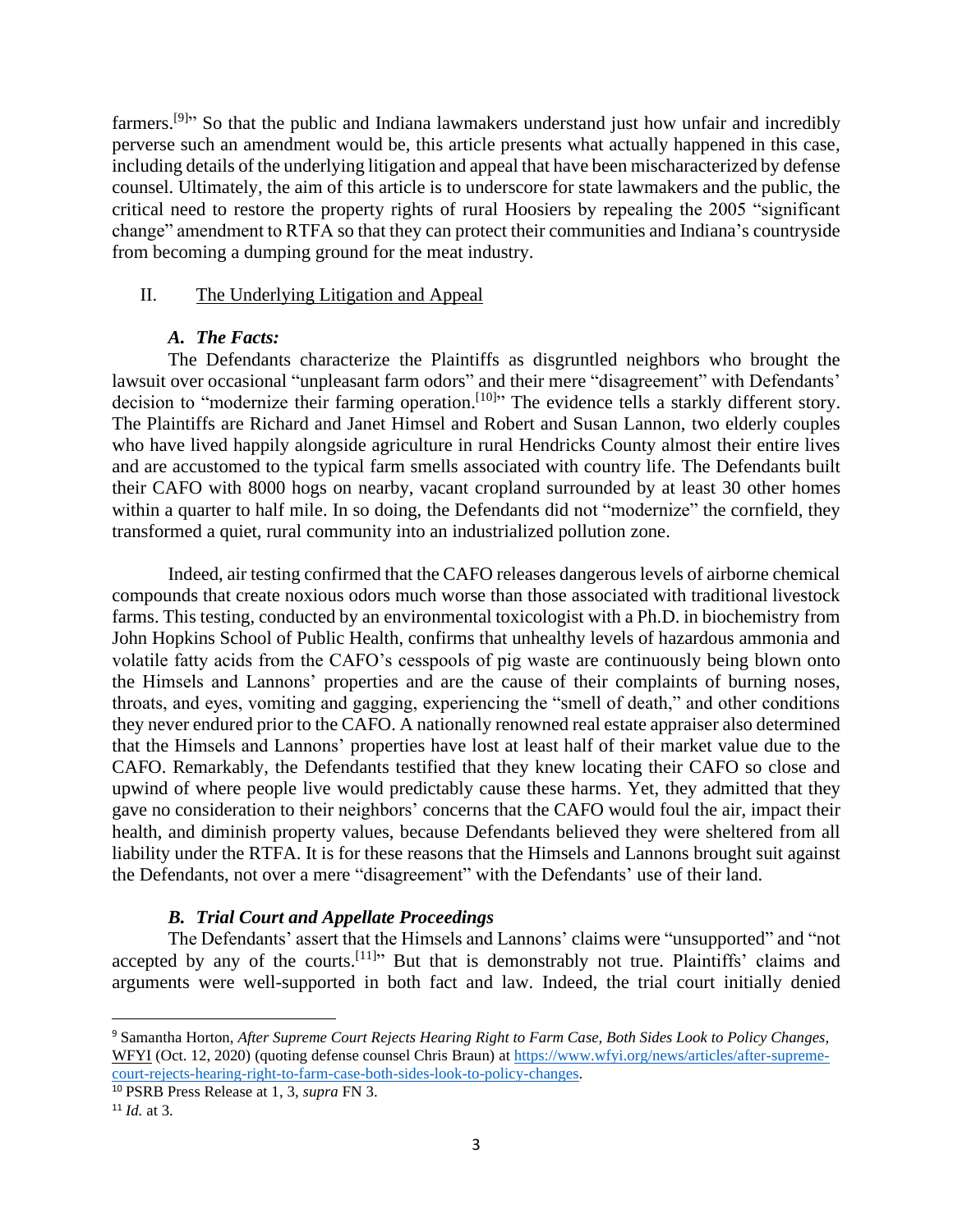farmers.[9]" So that the public and Indiana lawmakers understand just how unfair and incredibly perverse such an amendment would be, this article presents what actually happened in this case, including details of the underlying litigation and appeal that have been mischaracterized by defense counsel. Ultimately, the aim of this article is to underscore for state lawmakers and the public, the critical need to restore the property rights of rural Hoosiers by repealing the 2005 "significant change" amendment to RTFA so that they can protect their communities and Indiana's countryside from becoming a dumping ground for the meat industry.

## II. The Underlying Litigation and Appeal

### *A. The Facts:*

The Defendants characterize the Plaintiffs as disgruntled neighbors who brought the lawsuit over occasional "unpleasant farm odors" and their mere "disagreement" with Defendants' decision to "modernize their farming operation.[10]" The evidence tells a starkly different story. The Plaintiffs are Richard and Janet Himsel and Robert and Susan Lannon, two elderly couples who have lived happily alongside agriculture in rural Hendricks County almost their entire lives and are accustomed to the typical farm smells associated with country life. The Defendants built their CAFO with 8000 hogs on nearby, vacant cropland surrounded by at least 30 other homes within a quarter to half mile. In so doing, the Defendants did not "modernize" the cornfield, they transformed a quiet, rural community into an industrialized pollution zone.

Indeed, air testing confirmed that the CAFO releases dangerous levels of airborne chemical compounds that create noxious odors much worse than those associated with traditional livestock farms. This testing, conducted by an environmental toxicologist with a Ph.D. in biochemistry from John Hopkins School of Public Health, confirms that unhealthy levels of hazardous ammonia and volatile fatty acids from the CAFO's cesspools of pig waste are continuously being blown onto the Himsels and Lannons' properties and are the cause of their complaints of burning noses, throats, and eyes, vomiting and gagging, experiencing the "smell of death," and other conditions they never endured prior to the CAFO. A nationally renowned real estate appraiser also determined that the Himsels and Lannons' properties have lost at least half of their market value due to the CAFO. Remarkably, the Defendants testified that they knew locating their CAFO so close and upwind of where people live would predictably cause these harms. Yet, they admitted that they gave no consideration to their neighbors' concerns that the CAFO would foul the air, impact their health, and diminish property values, because Defendants believed they were sheltered from all liability under the RTFA. It is for these reasons that the Himsels and Lannons brought suit against the Defendants, not over a mere "disagreement" with the Defendants' use of their land.

### *B. Trial Court and Appellate Proceedings*

The Defendants' assert that the Himsels and Lannons' claims were "unsupported" and "not accepted by any of the courts.[11]" But that is demonstrably not true. Plaintiffs' claims and arguments were well-supported in both fact and law. Indeed, the trial court initially denied

---

[9] Samantha Horton, *After Supreme Court Rejects Hearing Right to Farm Case, Both Sides Look to Policy Changes,* WFYI (Oct. 12, 2020) (quoting defense counsel Chris Braun) at https://www.wfyi.org/news/articles/after-supreme-court-rejects-hearing-right-to-farm-case-both-sides-look-to-policy-changes.

[10] PSRB Press Release at 1, 3, *supra* FN 3.

[11] *Id.* at 3.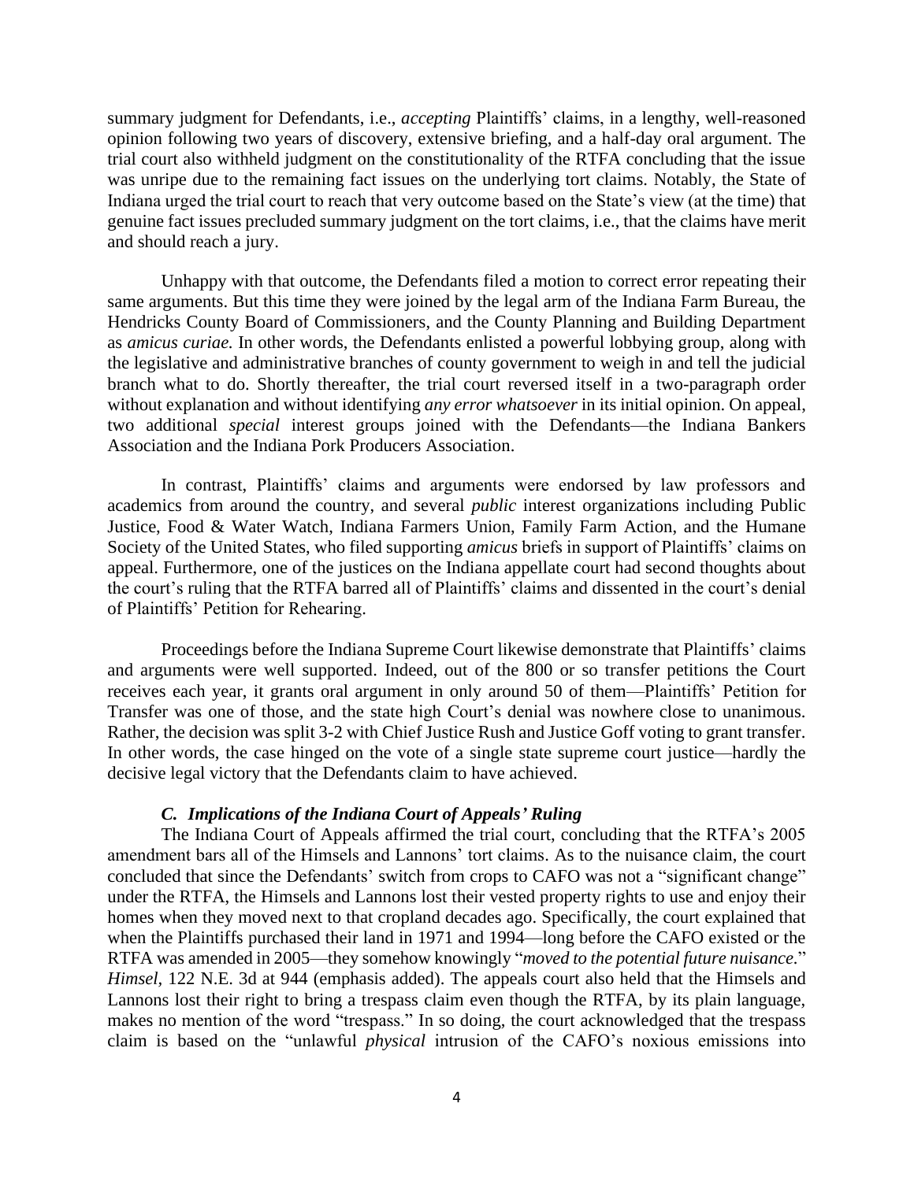summary judgment for Defendants, i.e., *accepting* Plaintiffs' claims, in a lengthy, well-reasoned opinion following two years of discovery, extensive briefing, and a half-day oral argument. The trial court also withheld judgment on the constitutionality of the RTFA concluding that the issue was unripe due to the remaining fact issues on the underlying tort claims. Notably, the State of Indiana urged the trial court to reach that very outcome based on the State's view (at the time) that genuine fact issues precluded summary judgment on the tort claims, i.e., that the claims have merit and should reach a jury.

Unhappy with that outcome, the Defendants filed a motion to correct error repeating their same arguments. But this time they were joined by the legal arm of the Indiana Farm Bureau, the Hendricks County Board of Commissioners, and the County Planning and Building Department as *amicus curiae.* In other words, the Defendants enlisted a powerful lobbying group, along with the legislative and administrative branches of county government to weigh in and tell the judicial branch what to do. Shortly thereafter, the trial court reversed itself in a two-paragraph order without explanation and without identifying *any error whatsoever* in its initial opinion. On appeal, two additional *special* interest groups joined with the Defendants—the Indiana Bankers Association and the Indiana Pork Producers Association.

In contrast, Plaintiffs' claims and arguments were endorsed by law professors and academics from around the country, and several *public* interest organizations including Public Justice, Food & Water Watch, Indiana Farmers Union, Family Farm Action, and the Humane Society of the United States, who filed supporting *amicus* briefs in support of Plaintiffs' claims on appeal. Furthermore, one of the justices on the Indiana appellate court had second thoughts about the court's ruling that the RTFA barred all of Plaintiffs' claims and dissented in the court's denial of Plaintiffs' Petition for Rehearing.

Proceedings before the Indiana Supreme Court likewise demonstrate that Plaintiffs' claims and arguments were well supported. Indeed, out of the 800 or so transfer petitions the Court receives each year, it grants oral argument in only around 50 of them—Plaintiffs' Petition for Transfer was one of those, and the state high Court's denial was nowhere close to unanimous. Rather, the decision was split 3-2 with Chief Justice Rush and Justice Goff voting to grant transfer. In other words, the case hinged on the vote of a single state supreme court justice—hardly the decisive legal victory that the Defendants claim to have achieved.

### *C. Implications of the Indiana Court of Appeals' Ruling*

The Indiana Court of Appeals affirmed the trial court, concluding that the RTFA's 2005 amendment bars all of the Himsels and Lannons' tort claims. As to the nuisance claim, the court concluded that since the Defendants' switch from crops to CAFO was not a "significant change" under the RTFA, the Himsels and Lannons lost their vested property rights to use and enjoy their homes when they moved next to that cropland decades ago. Specifically, the court explained that when the Plaintiffs purchased their land in 1971 and 1994—long before the CAFO existed or the RTFA was amended in 2005—they somehow knowingly "*moved to the potential future nuisance.*" *Himsel,* 122 N.E. 3d at 944 (emphasis added). The appeals court also held that the Himsels and Lannons lost their right to bring a trespass claim even though the RTFA, by its plain language, makes no mention of the word "trespass." In so doing, the court acknowledged that the trespass claim is based on the "unlawful *physical* intrusion of the CAFO's noxious emissions into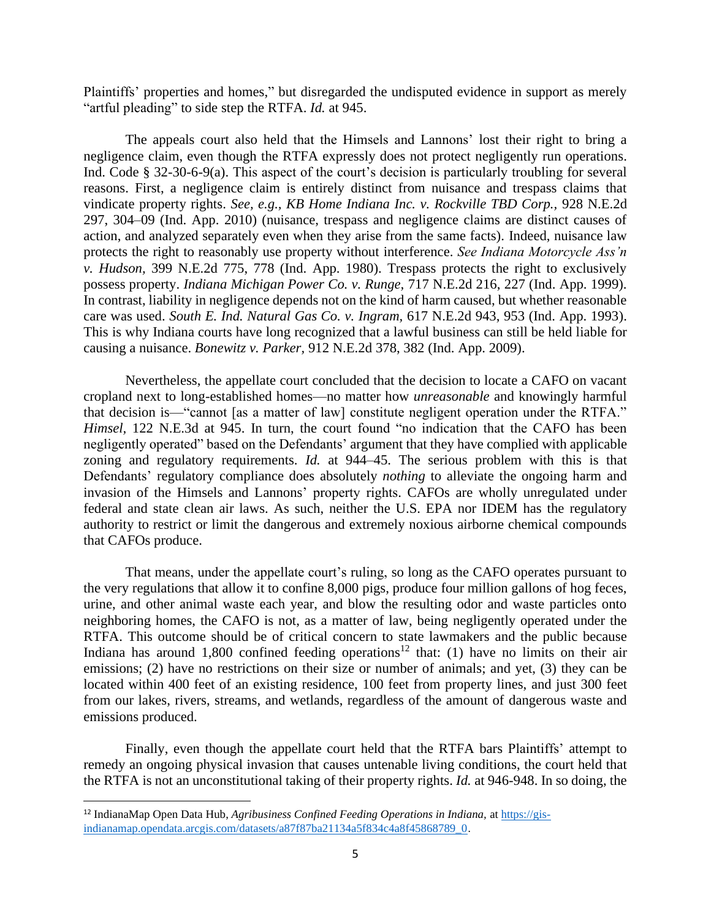Plaintiffs' properties and homes," but disregarded the undisputed evidence in support as merely "artful pleading" to side step the RTFA. *Id.* at 945.

The appeals court also held that the Himsels and Lannons' lost their right to bring a negligence claim, even though the RTFA expressly does not protect negligently run operations. Ind. Code § 32-30-6-9(a). This aspect of the court's decision is particularly troubling for several reasons. First, a negligence claim is entirely distinct from nuisance and trespass claims that vindicate property rights. *See, e.g., KB Home Indiana Inc. v. Rockville TBD Corp.,* 928 N.E.2d 297, 304–09 (Ind. App. 2010) (nuisance, trespass and negligence claims are distinct causes of action, and analyzed separately even when they arise from the same facts). Indeed, nuisance law protects the right to reasonably use property without interference. *See Indiana Motorcycle Ass'n v. Hudson,* 399 N.E.2d 775, 778 (Ind. App. 1980). Trespass protects the right to exclusively possess property. *Indiana Michigan Power Co. v. Runge,* 717 N.E.2d 216, 227 (Ind. App. 1999). In contrast, liability in negligence depends not on the kind of harm caused, but whether reasonable care was used. *South E. Ind. Natural Gas Co. v. Ingram,* 617 N.E.2d 943, 953 (Ind. App. 1993). This is why Indiana courts have long recognized that a lawful business can still be held liable for causing a nuisance. *Bonewitz v. Parker,* 912 N.E.2d 378, 382 (Ind. App. 2009).

Nevertheless, the appellate court concluded that the decision to locate a CAFO on vacant cropland next to long-established homes—no matter how *unreasonable* and knowingly harmful that decision is—"cannot [as a matter of law] constitute negligent operation under the RTFA." *Himsel,* 122 N.E.3d at 945. In turn, the court found "no indication that the CAFO has been negligently operated" based on the Defendants' argument that they have complied with applicable zoning and regulatory requirements. *Id.* at 944–45. The serious problem with this is that Defendants' regulatory compliance does absolutely *nothing* to alleviate the ongoing harm and invasion of the Himsels and Lannons' property rights. CAFOs are wholly unregulated under federal and state clean air laws. As such, neither the U.S. EPA nor IDEM has the regulatory authority to restrict or limit the dangerous and extremely noxious airborne chemical compounds that CAFOs produce.

That means, under the appellate court's ruling, so long as the CAFO operates pursuant to the very regulations that allow it to confine 8,000 pigs, produce four million gallons of hog feces, urine, and other animal waste each year, and blow the resulting odor and waste particles onto neighboring homes, the CAFO is not, as a matter of law, being negligently operated under the RTFA. This outcome should be of critical concern to state lawmakers and the public because Indiana has around 1,800 confined feeding operations[12] that: (1) have no limits on their air emissions; (2) have no restrictions on their size or number of animals; and yet, (3) they can be located within 400 feet of an existing residence, 100 feet from property lines, and just 300 feet from our lakes, rivers, streams, and wetlands, regardless of the amount of dangerous waste and emissions produced.

Finally, even though the appellate court held that the RTFA bars Plaintiffs' attempt to remedy an ongoing physical invasion that causes untenable living conditions, the court held that the RTFA is not an unconstitutional taking of their property rights. *Id.* at 946-948. In so doing, the

---

[12] IndianaMap Open Data Hub, *Agribusiness Confined Feeding Operations in Indiana,* at https://gis-indianamap.opendata.arcgis.com/datasets/a87f87ba21134a5f834c4a8f45868789_0.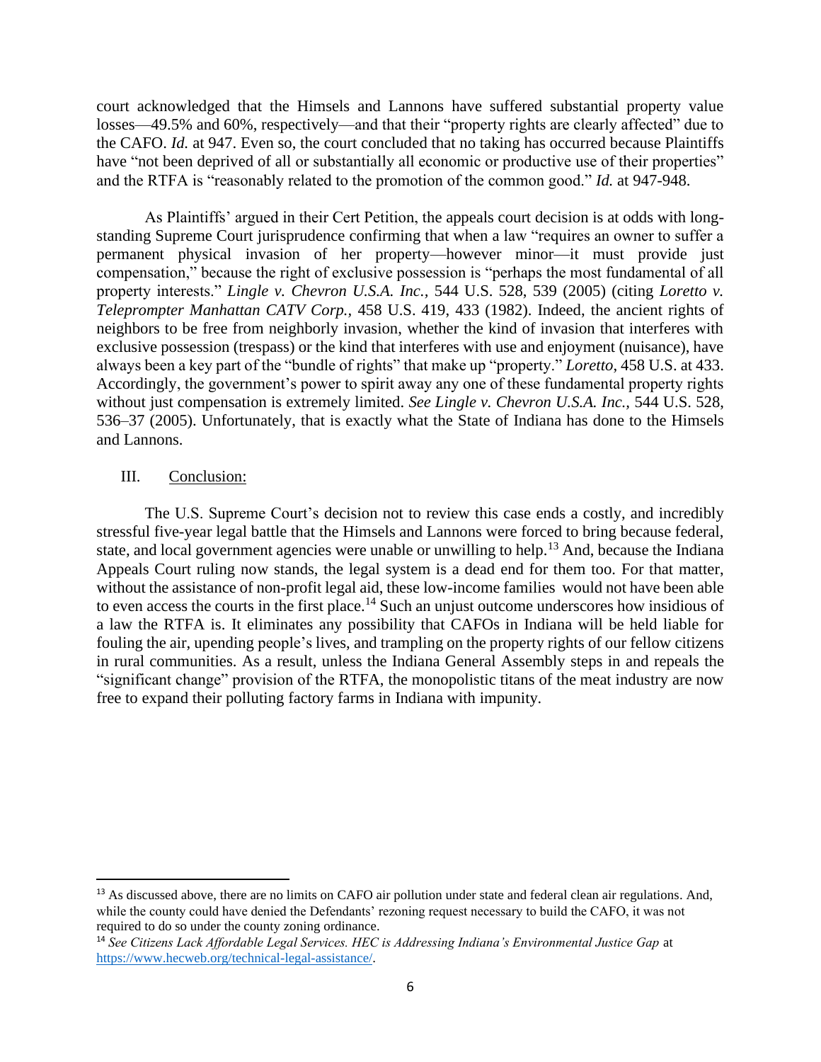court acknowledged that the Himsels and Lannons have suffered substantial property value losses—49.5% and 60%, respectively—and that their "property rights are clearly affected" due to the CAFO. *Id.* at 947. Even so, the court concluded that no taking has occurred because Plaintiffs have "not been deprived of all or substantially all economic or productive use of their properties" and the RTFA is "reasonably related to the promotion of the common good." *Id.* at 947-948.

As Plaintiffs' argued in their Cert Petition, the appeals court decision is at odds with long-standing Supreme Court jurisprudence confirming that when a law "requires an owner to suffer a permanent physical invasion of her property—however minor—it must provide just compensation," because the right of exclusive possession is "perhaps the most fundamental of all property interests." *Lingle v. Chevron U.S.A. Inc.,* 544 U.S. 528, 539 (2005) (citing *Loretto v. Teleprompter Manhattan CATV Corp.,* 458 U.S. 419, 433 (1982). Indeed, the ancient rights of neighbors to be free from neighborly invasion, whether the kind of invasion that interferes with exclusive possession (trespass) or the kind that interferes with use and enjoyment (nuisance), have always been a key part of the "bundle of rights" that make up "property." *Loretto*, 458 U.S. at 433. Accordingly, the government's power to spirit away any one of these fundamental property rights without just compensation is extremely limited. *See Lingle v. Chevron U.S.A. Inc.,* 544 U.S. 528, 536–37 (2005). Unfortunately, that is exactly what the State of Indiana has done to the Himsels and Lannons.

## III. Conclusion:

The U.S. Supreme Court's decision not to review this case ends a costly, and incredibly stressful five-year legal battle that the Himsels and Lannons were forced to bring because federal, state, and local government agencies were unable or unwilling to help.[13] And, because the Indiana Appeals Court ruling now stands, the legal system is a dead end for them too. For that matter, without the assistance of non-profit legal aid, these low-income families would not have been able to even access the courts in the first place.[14] Such an unjust outcome underscores how insidious of a law the RTFA is. It eliminates any possibility that CAFOs in Indiana will be held liable for fouling the air, upending people's lives, and trampling on the property rights of our fellow citizens in rural communities. As a result, unless the Indiana General Assembly steps in and repeals the "significant change" provision of the RTFA, the monopolistic titans of the meat industry are now free to expand their polluting factory farms in Indiana with impunity.

---

[13] As discussed above, there are no limits on CAFO air pollution under state and federal clean air regulations. And, while the county could have denied the Defendants' rezoning request necessary to build the CAFO, it was not required to do so under the county zoning ordinance.

[14] *See Citizens Lack Affordable Legal Services. HEC is Addressing Indiana's Environmental Justice Gap* at https://www.hecweb.org/technical-legal-assistance/.